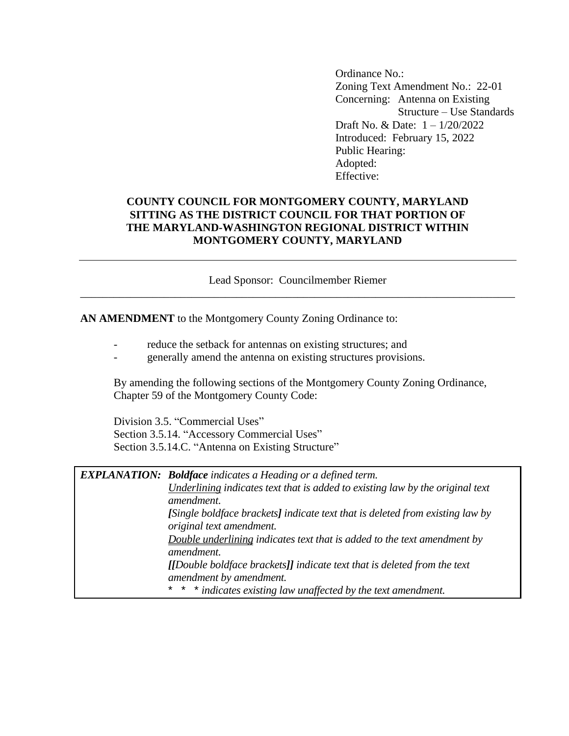Ordinance No.:
Zoning Text Amendment No.: 22-01
Concerning: Antenna on Existing Structure – Use Standards
Draft No. & Date: 1 – 1/20/2022
Introduced: February 15, 2022
Public Hearing:
Adopted:
Effective:

**COUNTY COUNCIL FOR MONTGOMERY COUNTY, MARYLAND SITTING AS THE DISTRICT COUNCIL FOR THAT PORTION OF THE MARYLAND-WASHINGTON REGIONAL DISTRICT WITHIN MONTGOMERY COUNTY, MARYLAND**

---

Lead Sponsor: Councilmember Riemer

---

**AN AMENDMENT** to the Montgomery County Zoning Ordinance to:

- reduce the setback for antennas on existing structures; and
- generally amend the antenna on existing structures provisions.

By amending the following sections of the Montgomery County Zoning Ordinance, Chapter 59 of the Montgomery County Code:

Division 3.5. "Commercial Uses"
Section 3.5.14. "Accessory Commercial Uses"
Section 3.5.14.C. "Antenna on Existing Structure"

| | |
|---|---|
| ***EXPLANATION:*** | ***Boldface*** *indicates a Heading or a defined term.* |
| | *Underlining indicates text that is added to existing law by the original text amendment.* |
| | ***[****Single boldface brackets****]*** *indicate text that is deleted from existing law by original text amendment.* |
| | *Double underlining indicates text that is added to the text amendment by amendment.* |
| | ***[[****Double boldface brackets****]]*** *indicate text that is deleted from the text amendment by amendment.* |
| | *\* \* \* indicates existing law unaffected by the text amendment.* |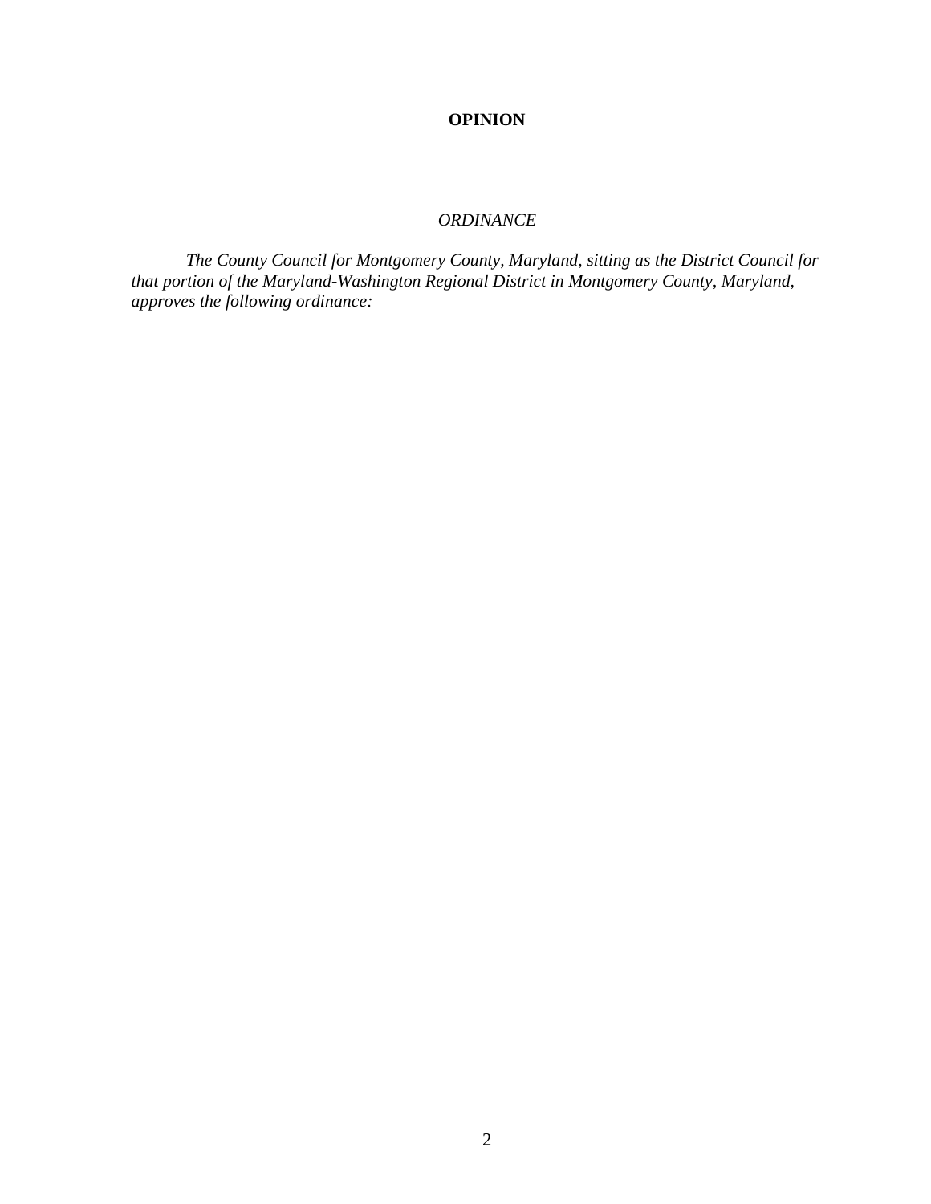**OPINION**

*ORDINANCE*

*The County Council for Montgomery County, Maryland, sitting as the District Council for that portion of the Maryland-Washington Regional District in Montgomery County, Maryland, approves the following ordinance:*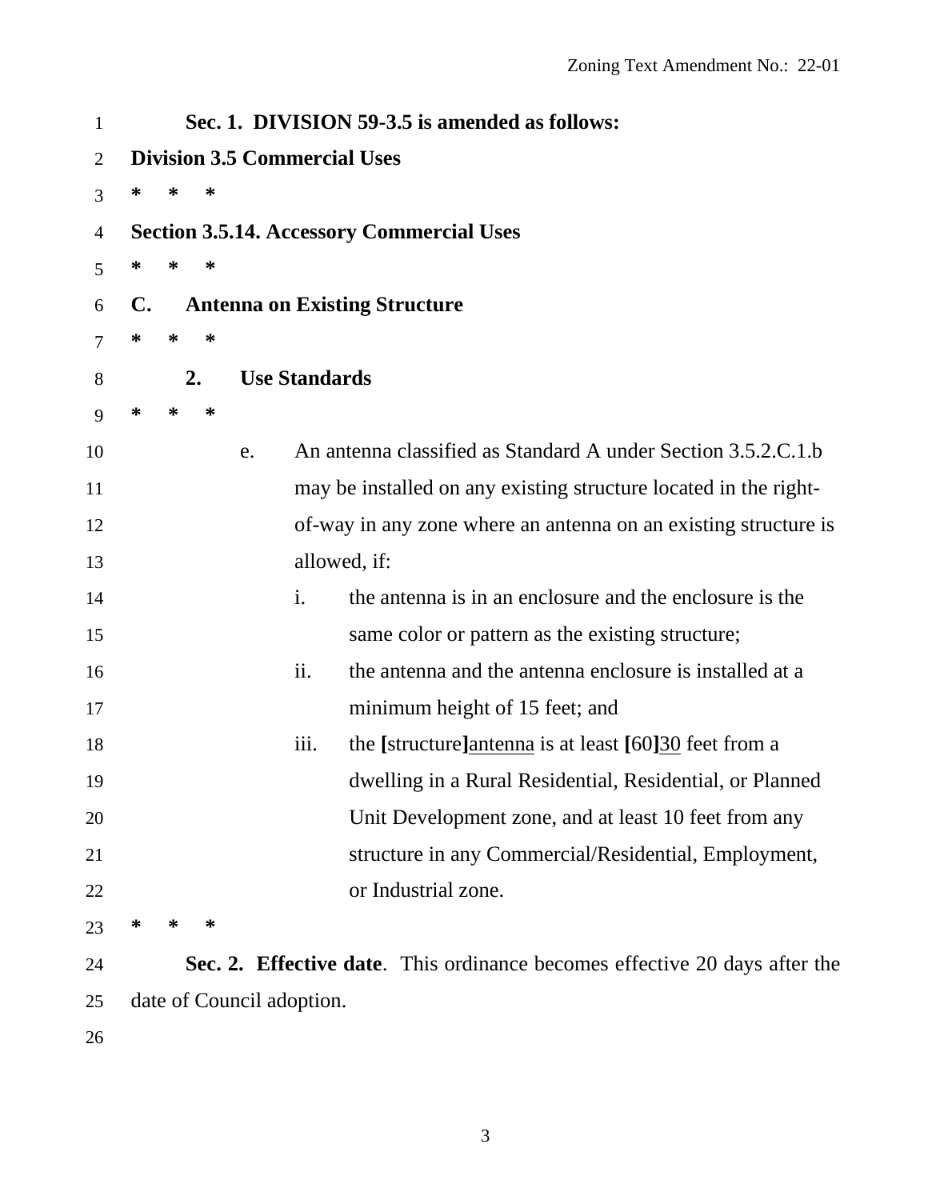**Sec. 1. DIVISION 59-3.5 is amended as follows:**

**Division 3.5 Commercial Uses**

**\* \* \***

**Section 3.5.14. Accessory Commercial Uses**

**\* \* \***

**C. Antenna on Existing Structure**

**\* \* \***

**2. Use Standards**

**\* \* \***

e. An antenna classified as Standard A under Section 3.5.2.C.1.b may be installed on any existing structure located in the right-of-way in any zone where an antenna on an existing structure is allowed, if:

i. the antenna is in an enclosure and the enclosure is the same color or pattern as the existing structure;

ii. the antenna and the antenna enclosure is installed at a minimum height of 15 feet; and

iii. the **[**structure**]**<u>antenna</u> is at least **[**60**]**<u>30</u> feet from a dwelling in a Rural Residential, Residential, or Planned Unit Development zone, and at least 10 feet from any structure in any Commercial/Residential, Employment, or Industrial zone.

**\* \* \***

**Sec. 2. Effective date**. This ordinance becomes effective 20 days after the date of Council adoption.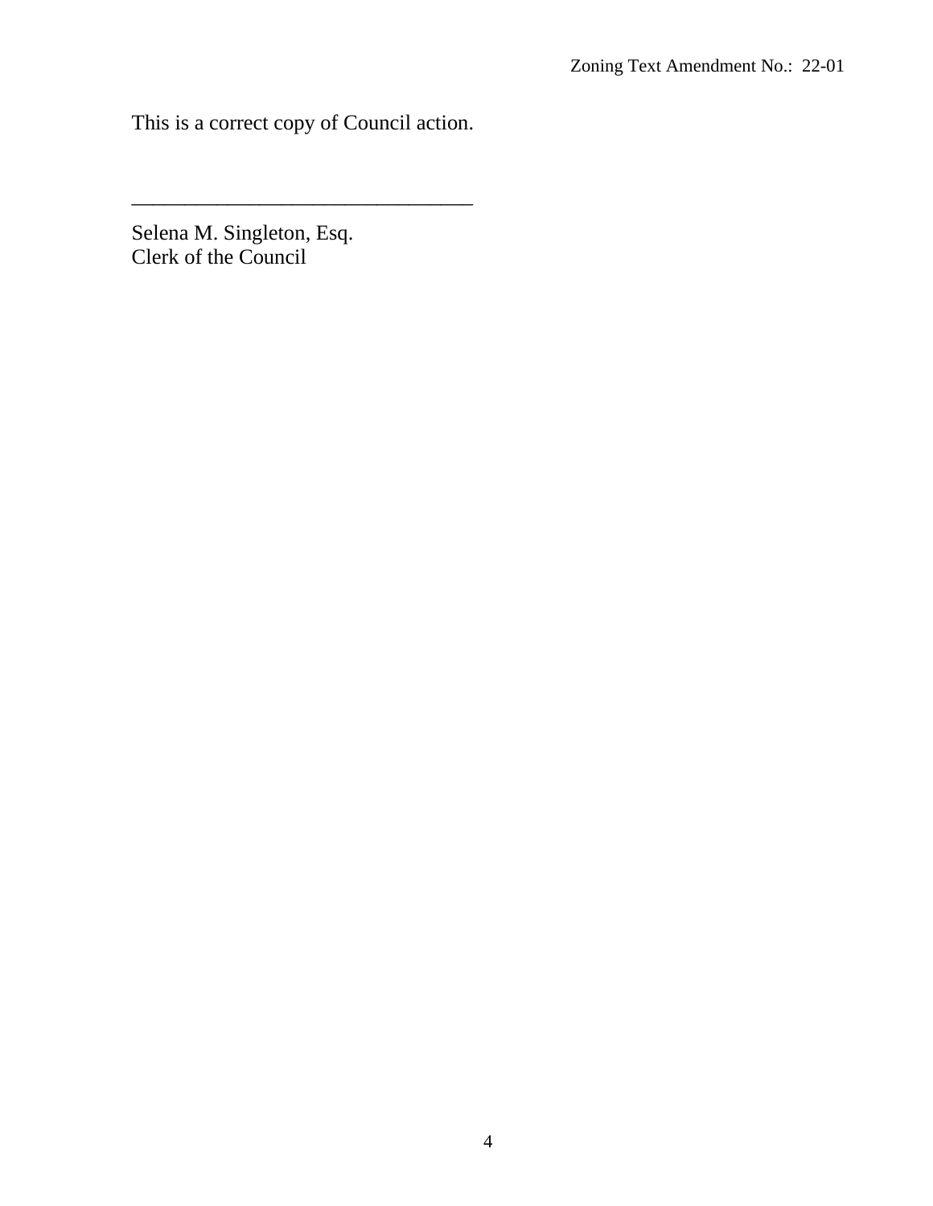This is a correct copy of Council action.

________________________________

Selena M. Singleton, Esq.
Clerk of the Council